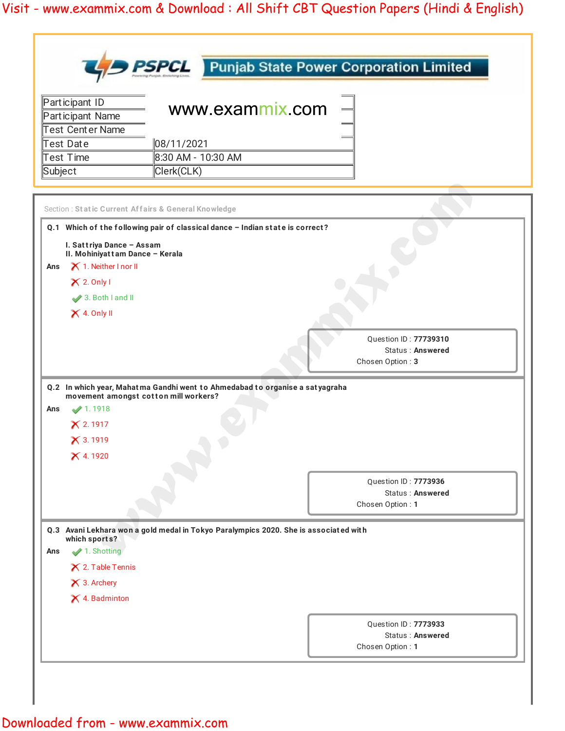**Punjab State Power Corporation Limited**

| Participant ID | www.exammix.com |
| --- | --- |
| Participant Name | |
| Test Center Name | |
| Test Date | 08/11/2021 |
| Test Time | 8:30 AM - 10:30 AM |
| Subject | Clerk(CLK) |

Section : **Static Current Affairs & General Knowledge**

**Q.1 Which of the following pair of classical dance – Indian state is correct?**

**I. Sattriya Dance – Assam**
**II. Mohiniyattam Dance – Kerala**

**Ans**
1. Neither I nor II ✗
2. Only I ✗
3. Both I and II ✓
4. Only II ✗

Question ID : **77739310**
Status : **Answered**
Chosen Option : **3**

**Q.2 In which year, Mahatma Gandhi went to Ahmedabad to organise a satyagraha movement amongst cotton mill workers?**

**Ans**
1. 1918 ✓
2. 1917 ✗
3. 1919 ✗
4. 1920 ✗

Question ID : **7773936**
Status : **Answered**
Chosen Option : **1**

**Q.3 Avani Lekhara won a gold medal in Tokyo Paralympics 2020. She is associated with which sports?**

**Ans**
1. Shotting ✓
2. Table Tennis ✗
3. Archery ✗
4. Badminton ✗

Question ID : **7773933**
Status : **Answered**
Chosen Option : **1**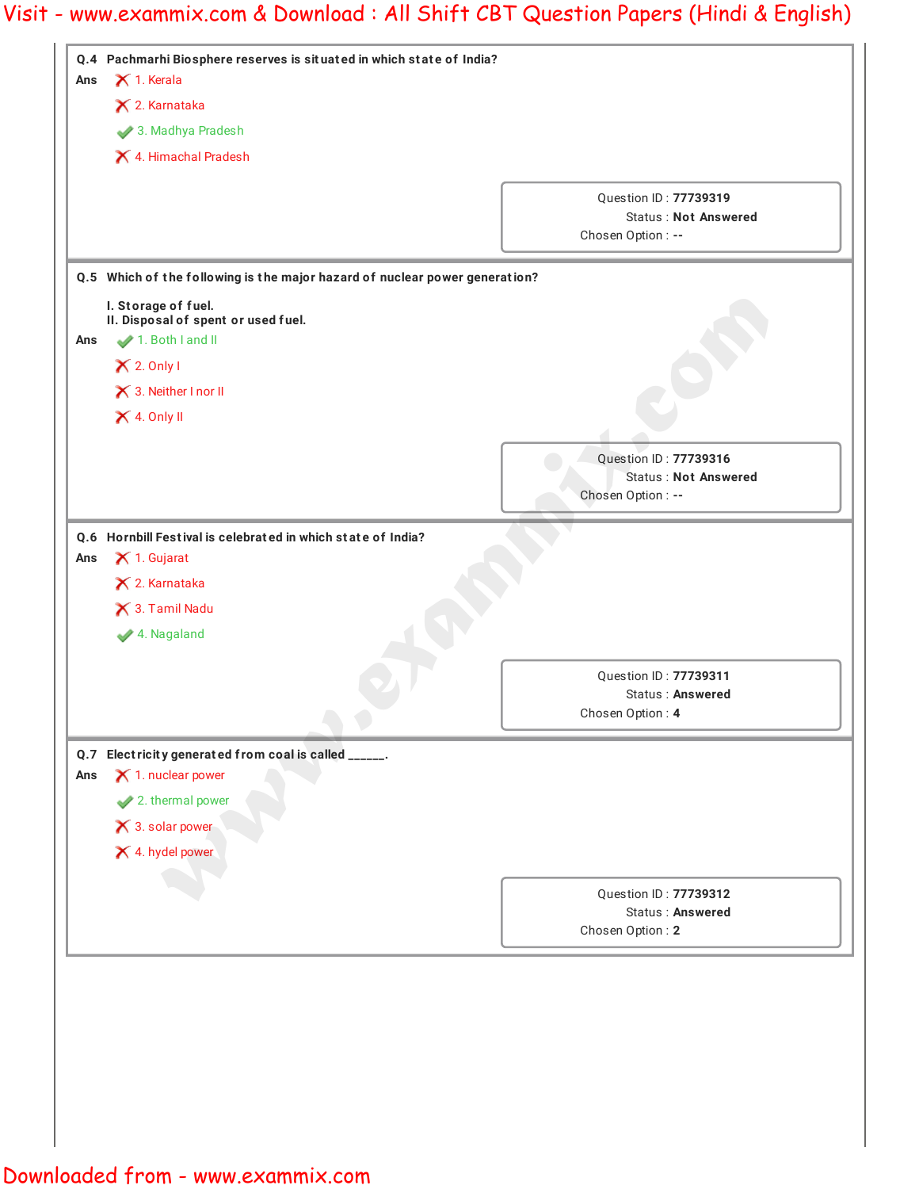**Q.4 Pachmarhi Biosphere reserves is situated in which state of India?**

Ans
1. Kerala ✗
2. Karnataka ✗
3. Madhya Pradesh ✓
4. Himachal Pradesh ✗

Question ID : **77739319**
Status : **Not Answered**
Chosen Option : **--**

**Q.5 Which of the following is the major hazard of nuclear power generation?**

**I. Storage of fuel.**
**II. Disposal of spent or used fuel.**

Ans
1. Both I and II ✓
2. Only I ✗
3. Neither I nor II ✗
4. Only II ✗

Question ID : **77739316**
Status : **Not Answered**
Chosen Option : **--**

**Q.6 Hornbill Festival is celebrated in which state of India?**

Ans
1. Gujarat ✗
2. Karnataka ✗
3. Tamil Nadu ✗
4. Nagaland ✓

Question ID : **77739311**
Status : **Answered**
Chosen Option : **4**

**Q.7 Electricity generated from coal is called ______.**

Ans
1. nuclear power ✗
2. thermal power ✓
3. solar power ✗
4. hydel power ✗

Question ID : **77739312**
Status : **Answered**
Chosen Option : **2**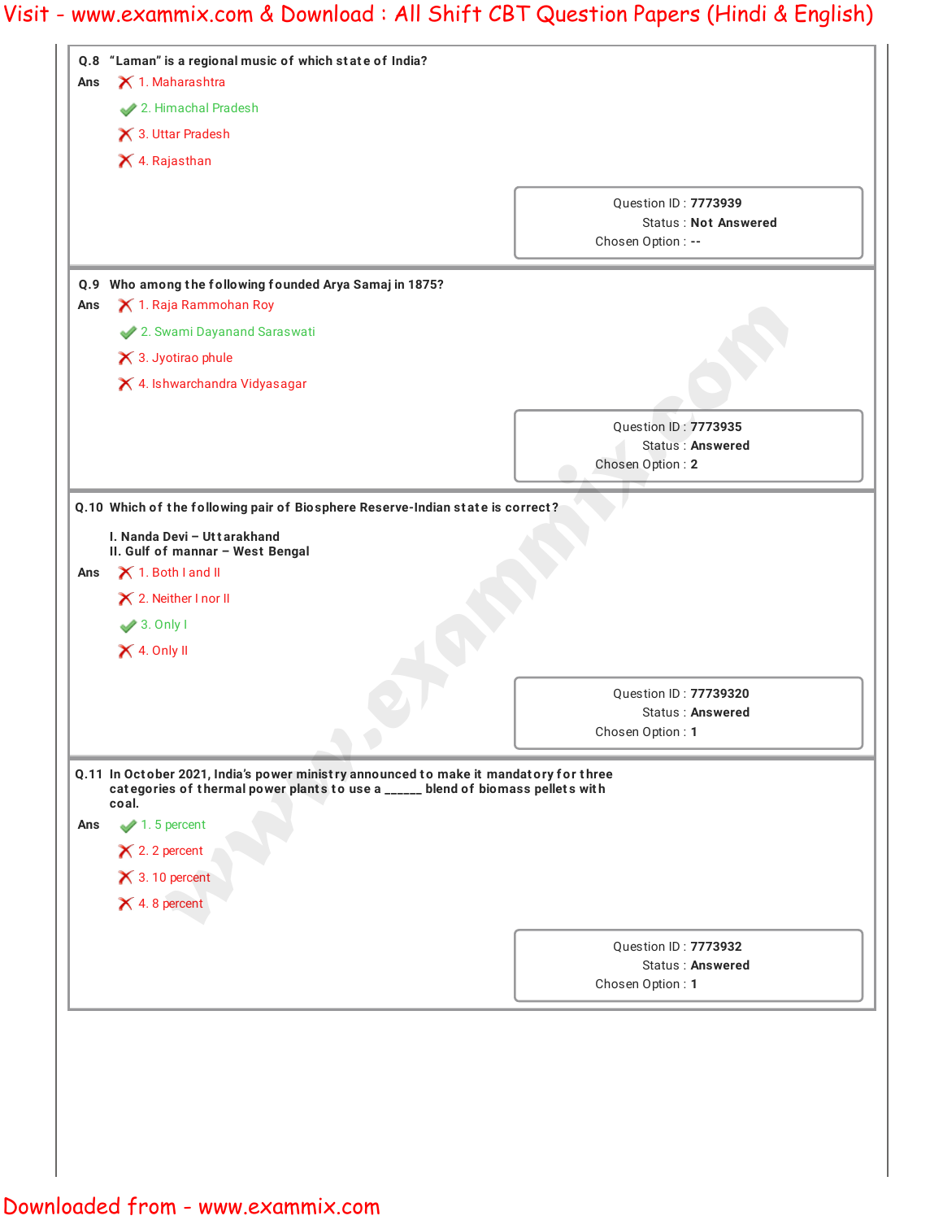**Q.8** "Laman" is a regional music of which state of India?

**Ans**

✗ 1. Maharashtra

✓ 2. Himachal Pradesh

✗ 3. Uttar Pradesh

✗ 4. Rajasthan

Question ID : **7773939**
Status : **Not Answered**
Chosen Option : **--**

---

**Q.9** Who among the following founded Arya Samaj in 1875?

**Ans**

✗ 1. Raja Rammohan Roy

✓ 2. Swami Dayanand Saraswati

✗ 3. Jyotirao phule

✗ 4. Ishwarchandra Vidyasagar

Question ID : **7773935**
Status : **Answered**
Chosen Option : **2**

---

**Q.10** Which of the following pair of Biosphere Reserve-Indian state is correct?

I. Nanda Devi – Uttarakhand
II. Gulf of mannar – West Bengal

**Ans**

✗ 1. Both I and II

✗ 2. Neither I nor II

✓ 3. Only I

✗ 4. Only II

Question ID : **77739320**
Status : **Answered**
Chosen Option : **1**

---

**Q.11** In October 2021, India's power ministry announced to make it mandatory for three categories of thermal power plants to use a ______ blend of biomass pellets with coal.

**Ans**

✓ 1. 5 percent

✗ 2. 2 percent

✗ 3. 10 percent

✗ 4. 8 percent

Question ID : **7773932**
Status : **Answered**
Chosen Option : **1**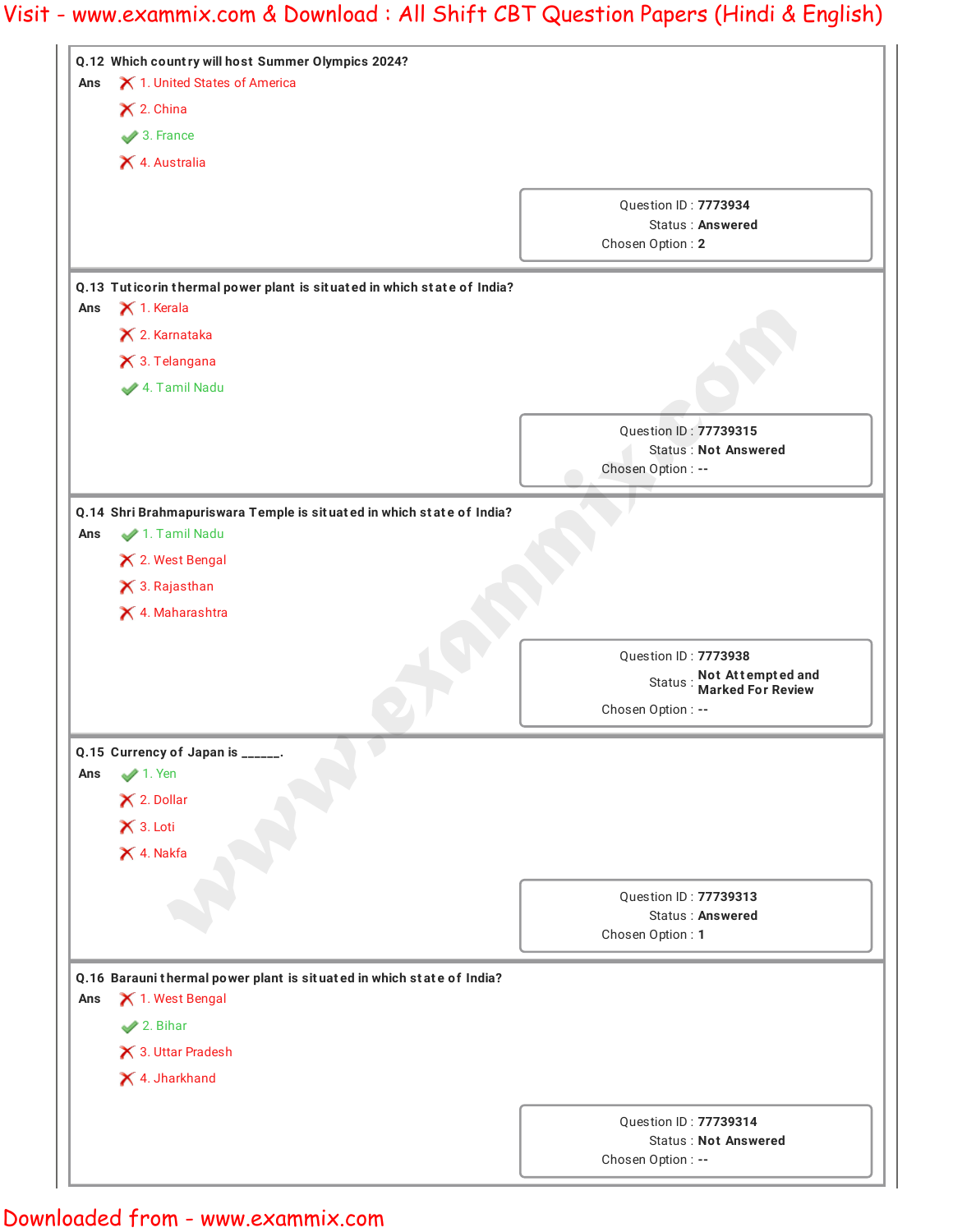**Q.12** Which country will host Summer Olympics 2024?

Ans
- ✗ 1. United States of America
- ✗ 2. China
- ✓ 3. France
- ✗ 4. Australia

Question ID : 7773934
Status : Answered
Chosen Option : 2

---

**Q.13** Tuticorin thermal power plant is situated in which state of India?

Ans
- ✗ 1. Kerala
- ✗ 2. Karnataka
- ✗ 3. Telangana
- ✓ 4. Tamil Nadu

Question ID : 77739315
Status : Not Answered
Chosen Option : --

---

**Q.14** Shri Brahmapuriswara Temple is situated in which state of India?

Ans
- ✓ 1. Tamil Nadu
- ✗ 2. West Bengal
- ✗ 3. Rajasthan
- ✗ 4. Maharashtra

Question ID : 7773938
Status : Not Attempted and Marked For Review
Chosen Option : --

---

**Q.15** Currency of Japan is ______.

Ans
- ✓ 1. Yen
- ✗ 2. Dollar
- ✗ 3. Loti
- ✗ 4. Nakfa

Question ID : 77739313
Status : Answered
Chosen Option : 1

---

**Q.16** Barauni thermal power plant is situated in which state of India?

Ans
- ✗ 1. West Bengal
- ✓ 2. Bihar
- ✗ 3. Uttar Pradesh
- ✗ 4. Jharkhand

Question ID : 77739314
Status : Not Answered
Chosen Option : --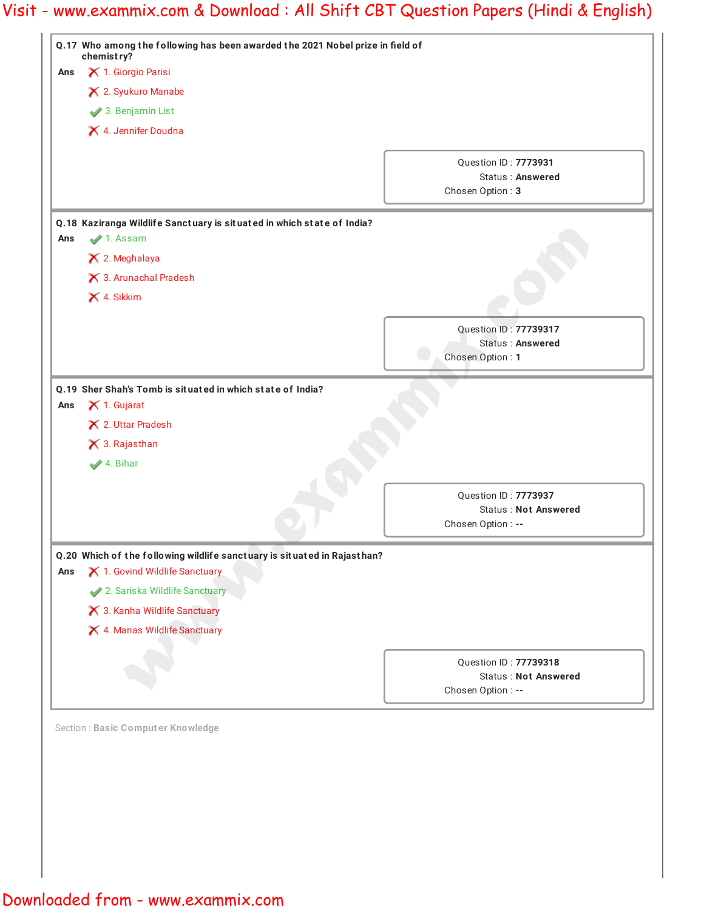**Q.17** Who among the following has been awarded the 2021 Nobel prize in field of chemistry?

**Ans**

✗ 1. Giorgio Parisi

✗ 2. Syukuro Manabe

✓ 3. Benjamin List

✗ 4. Jennifer Doudna

Question ID : **7773931**
Status : **Answered**
Chosen Option : **3**

---

**Q.18** Kaziranga Wildlife Sanctuary is situated in which state of India?

**Ans**

✓ 1. Assam

✗ 2. Meghalaya

✗ 3. Arunachal Pradesh

✗ 4. Sikkim

Question ID : **77739317**
Status : **Answered**
Chosen Option : **1**

---

**Q.19** Sher Shah's Tomb is situated in which state of India?

**Ans**

✗ 1. Gujarat

✗ 2. Uttar Pradesh

✗ 3. Rajasthan

✓ 4. Bihar

Question ID : **7773937**
Status : **Not Answered**
Chosen Option : **--**

---

**Q.20** Which of the following wildlife sanctuary is situated in Rajasthan?

**Ans**

✗ 1. Govind Wildlife Sanctuary

✓ 2. Sariska Wildlife Sanctuary

✗ 3. Kanha Wildlife Sanctuary

✗ 4. Manas Wildlife Sanctuary

Question ID : **77739318**
Status : **Not Answered**
Chosen Option : **--**

---

Section : **Basic Computer Knowledge**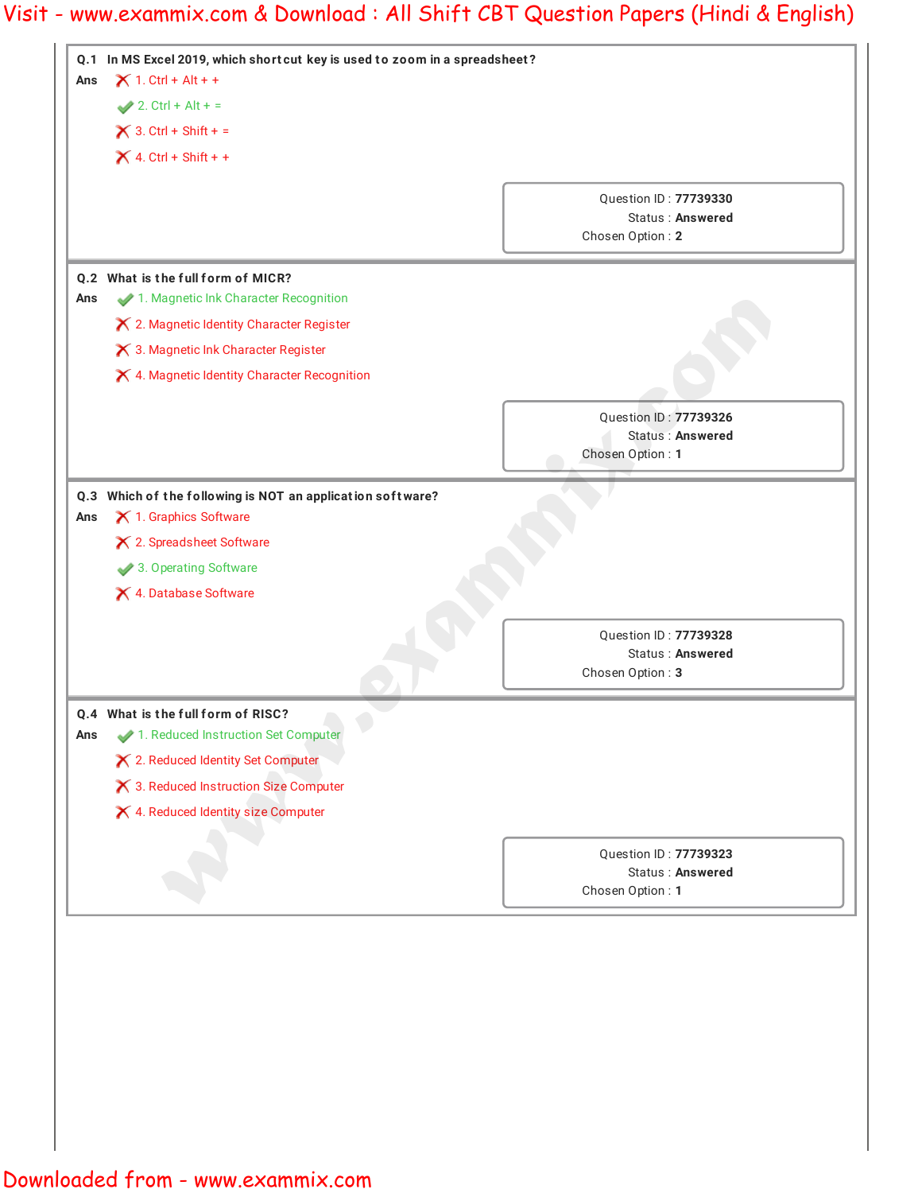**Q.1 In MS Excel 2019, which shortcut key is used to zoom in a spreadsheet?**

Ans
1. Ctrl + Alt + +
2. Ctrl + Alt + = ✔
3. Ctrl + Shift + =
4. Ctrl + Shift + +

Question ID : 77739330
Status : Answered
Chosen Option : 2

**Q.2 What is the full form of MICR?**

Ans
1. Magnetic Ink Character Recognition ✔
2. Magnetic Identity Character Register
3. Magnetic Ink Character Register
4. Magnetic Identity Character Recognition

Question ID : 77739326
Status : Answered
Chosen Option : 1

**Q.3 Which of the following is NOT an application software?**

Ans
1. Graphics Software
2. Spreadsheet Software
3. Operating Software ✔
4. Database Software

Question ID : 77739328
Status : Answered
Chosen Option : 3

**Q.4 What is the full form of RISC?**

Ans
1. Reduced Instruction Set Computer ✔
2. Reduced Identity Set Computer
3. Reduced Instruction Size Computer
4. Reduced Identity size Computer

Question ID : 77739323
Status : Answered
Chosen Option : 1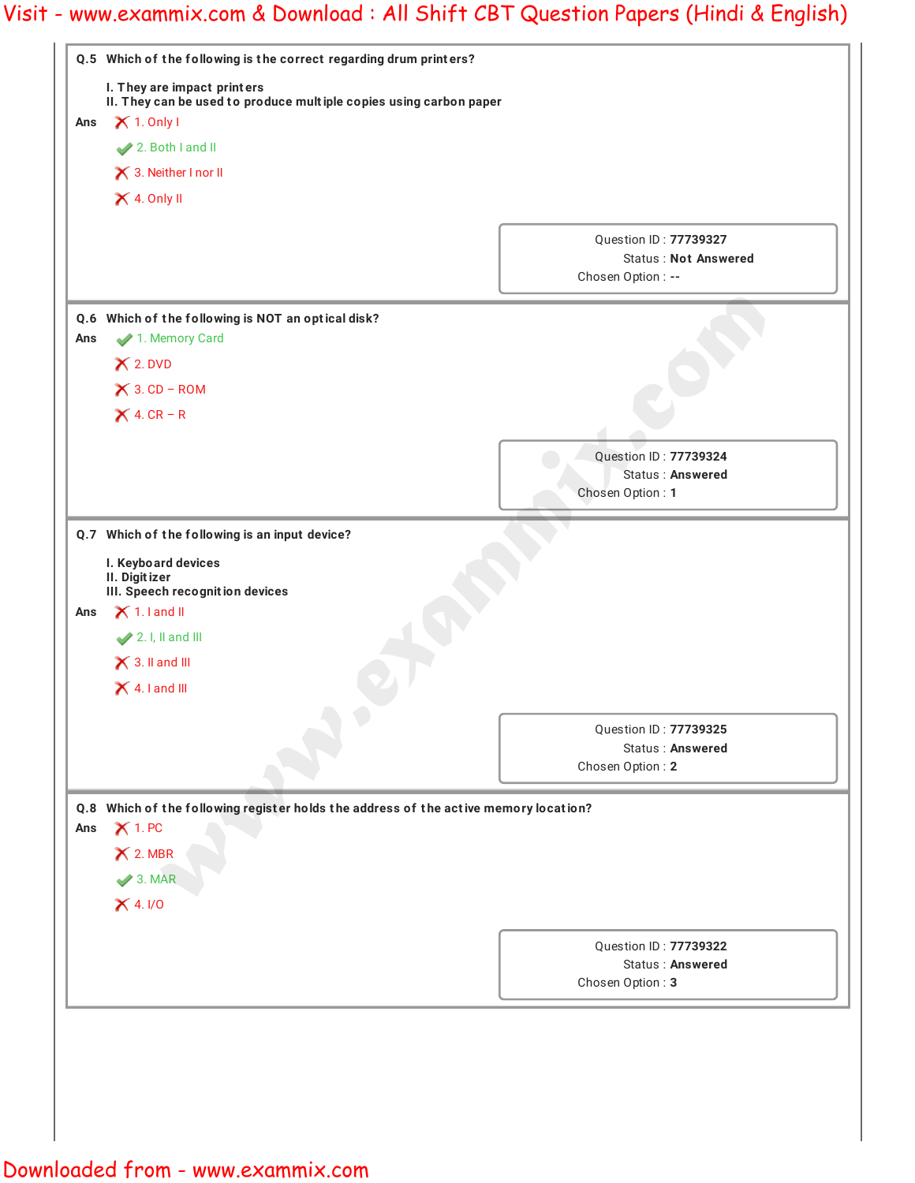**Q.5 Which of the following is the correct regarding drum printers?**

**I. They are impact printers**
**II. They can be used to produce multiple copies using carbon paper**

Ans
1. Only I
2. Both I and II ✔
3. Neither I nor II
4. Only II

Question ID : **77739327**
Status : **Not Answered**
Chosen Option : **--**

---

**Q.6 Which of the following is NOT an optical disk?**

Ans
1. Memory Card ✔
2. DVD
3. CD – ROM
4. CR – R

Question ID : **77739324**
Status : **Answered**
Chosen Option : **1**

---

**Q.7 Which of the following is an input device?**

**I. Keyboard devices**
**II. Digitizer**
**III. Speech recognition devices**

Ans
1. I and II
2. I, II and III ✔
3. II and III
4. I and III

Question ID : **77739325**
Status : **Answered**
Chosen Option : **2**

---

**Q.8 Which of the following register holds the address of the active memory location?**

Ans
1. PC
2. MBR
3. MAR ✔
4. I/O

Question ID : **77739322**
Status : **Answered**
Chosen Option : **3**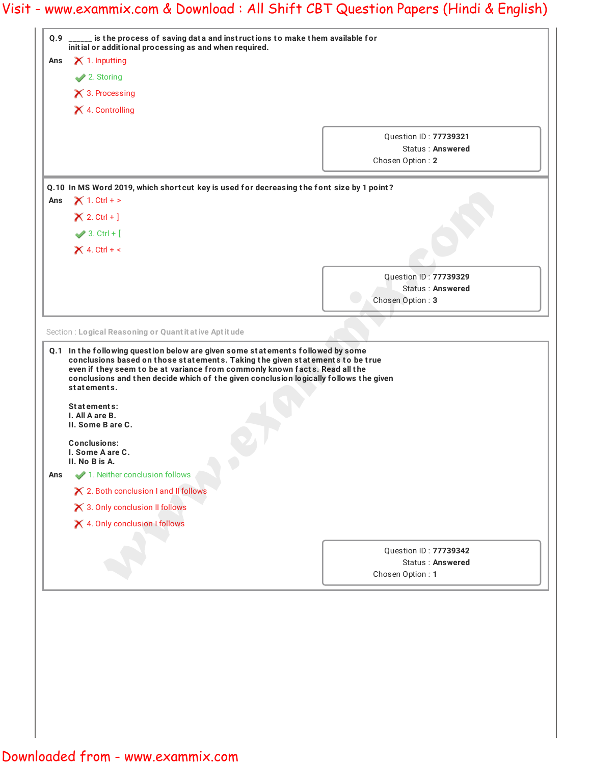**Q.9** ______ is the process of saving data and instructions to make them available for initial or additional processing as and when required.

**Ans**

1. Inputting
2. Storing ✔
3. Processing
4. Controlling

Question ID : **77739321**
Status : **Answered**
Chosen Option : **2**

**Q.10** In MS Word 2019, which shortcut key is used for decreasing the font size by 1 point?

**Ans**

1. Ctrl + >
2. Ctrl + ]
3. Ctrl + [ ✔
4. Ctrl + <

Question ID : **77739329**
Status : **Answered**
Chosen Option : **3**

Section : **Logical Reasoning or Quantitative Aptitude**

**Q.1** In the following question below are given some statements followed by some conclusions based on those statements. Taking the given statements to be true even if they seem to be at variance from commonly known facts. Read all the conclusions and then decide which of the given conclusion logically follows the given statements.

**Statements:**
I. All A are B.
II. Some B are C.

**Conclusions:**
I. Some A are C.
II. No B is A.

**Ans**

1. Neither conclusion follows ✔
2. Both conclusion I and II follows
3. Only conclusion II follows
4. Only conclusion I follows

Question ID : **77739342**
Status : **Answered**
Chosen Option : **1**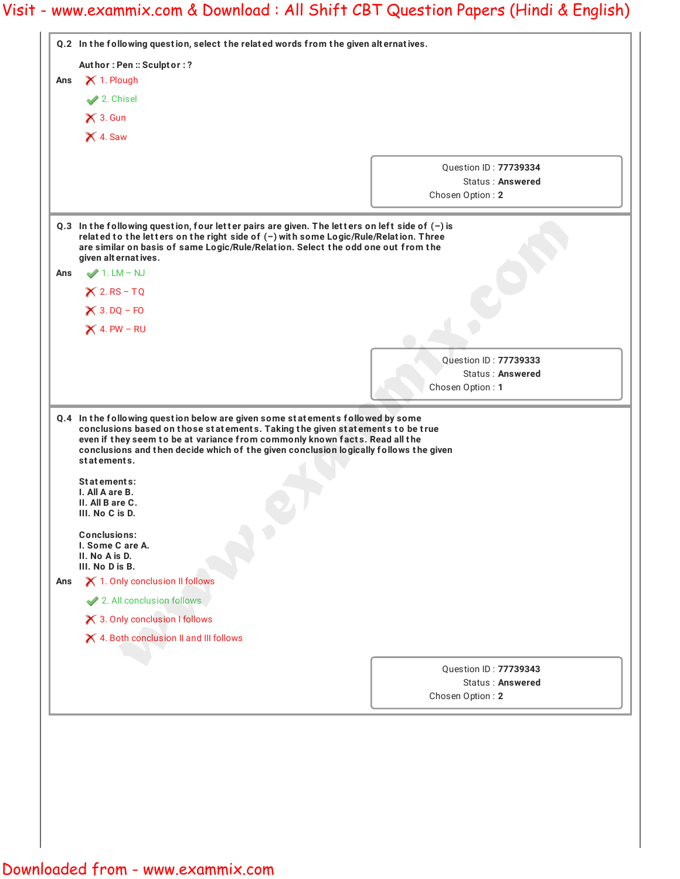**Q.2** In the following question, select the related words from the given alternatives.

Author : Pen :: Sculptor : ?

Ans
1. Plough
2. Chisel
3. Gun
4. Saw

Question ID : 77739334
Status : Answered
Chosen Option : 2

**Q.3** In the following question, four letter pairs are given. The letters on left side of (–) is related to the letters on the right side of (–) with some Logic/Rule/Relation. Three are similar on basis of same Logic/Rule/Relation. Select the odd one out from the given alternatives.

Ans
1. LM – NJ
2. RS – TQ
3. DQ – FO
4. PW – RU

Question ID : 77739333
Status : Answered
Chosen Option : 1

**Q.4** In the following question below are given some statements followed by some conclusions based on those statements. Taking the given statements to be true even if they seem to be at variance from commonly known facts. Read all the conclusions and then decide which of the given conclusion logically follows the given statements.

Statements:
I. All A are B.
II. All B are C.
III. No C is D.

Conclusions:
I. Some C are A.
II. No A is D.
III. No D is B.

Ans
1. Only conclusion II follows
2. All conclusion follows
3. Only conclusion I follows
4. Both conclusion II and III follows

Question ID : 77739343
Status : Answered
Chosen Option : 2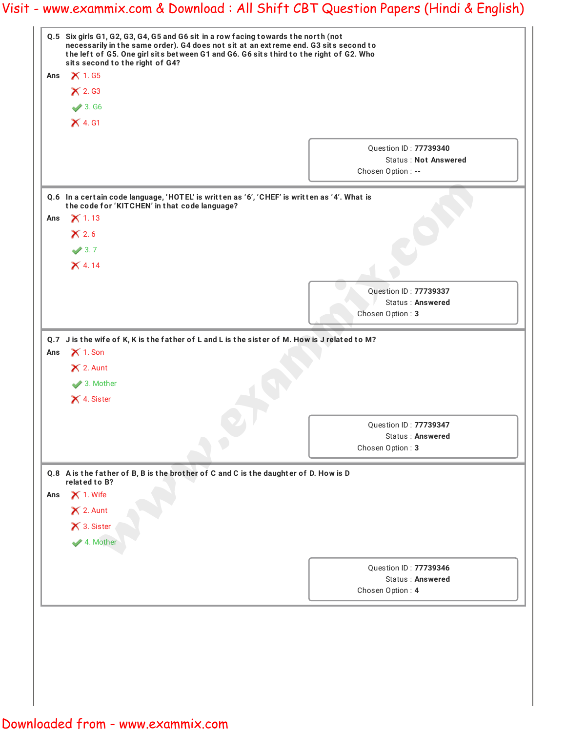**Q.5** Six girls G1, G2, G3, G4, G5 and G6 sit in a row facing towards the north (not necessarily in the same order). G4 does not sit at an extreme end. G3 sits second to the left of G5. One girl sits between G1 and G6. G6 sits third to the right of G2. Who sits second to the right of G4?

**Ans**
- ✗ 1. G5
- ✗ 2. G3
- ✓ 3. G6
- ✗ 4. G1

Question ID : **77739340**
Status : **Not Answered**
Chosen Option : **--**

---

**Q.6** In a certain code language, 'HOTEL' is written as '6', 'CHEF' is written as '4'. What is the code for 'KITCHEN' in that code language?

**Ans**
- ✗ 1. 13
- ✗ 2. 6
- ✓ 3. 7
- ✗ 4. 14

Question ID : **77739337**
Status : **Answered**
Chosen Option : **3**

---

**Q.7** J is the wife of K, K is the father of L and L is the sister of M. How is J related to M?

**Ans**
- ✗ 1. Son
- ✗ 2. Aunt
- ✓ 3. Mother
- ✗ 4. Sister

Question ID : **77739347**
Status : **Answered**
Chosen Option : **3**

---

**Q.8** A is the father of B, B is the brother of C and C is the daughter of D. How is D related to B?

**Ans**
- ✗ 1. Wife
- ✗ 2. Aunt
- ✗ 3. Sister
- ✓ 4. Mother

Question ID : **77739346**
Status : **Answered**
Chosen Option : **4**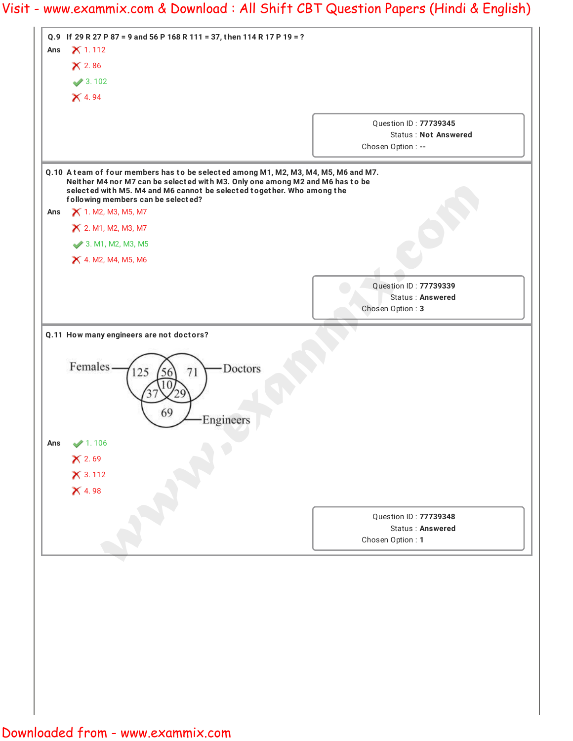**Q.9** If 29 R 27 P 87 = 9 and 56 P 168 R 111 = 37, then 114 R 17 P 19 = ?

**Ans**

1. 112
2. 86
3. 102 ✔
4. 94

Question ID : **77739345**
Status : **Not Answered**
Chosen Option : **--**

---

**Q.10** A team of four members has to be selected among M1, M2, M3, M4, M5, M6 and M7. Neither M4 nor M7 can be selected with M3. Only one among M2 and M6 has to be selected with M5. M4 and M6 cannot be selected together. Who among the following members can be selected?

**Ans**

1. M2, M3, M5, M7
2. M1, M2, M3, M7
3. M1, M2, M3, M5 ✔
4. M2, M4, M5, M6

Question ID : **77739339**
Status : **Answered**
Chosen Option : **3**

---

**Q.11** How many engineers are not doctors?

Venn diagram (Females, Doctors, Engineers):

- Females only: 125
- Females and Doctors only: 56
- Doctors only: 71
- Females, Doctors and Engineers: 10
- Females and Engineers only: 37
- Doctors and Engineers only: 29
- Engineers only: 69

**Ans**

1. 106 ✔
2. 69
3. 112
4. 98

Question ID : **77739348**
Status : **Answered**
Chosen Option : **1**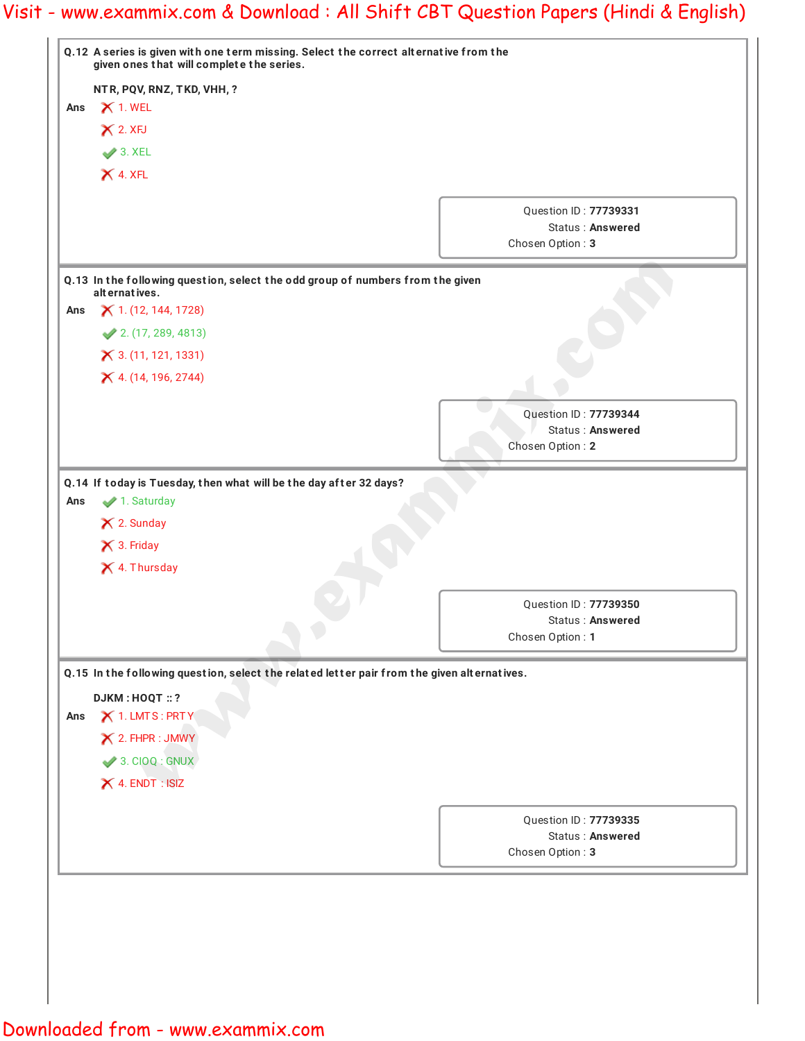**Q.12** A series is given with one term missing. Select the correct alternative from the given ones that will complete the series.

NTR, PQV, RNZ, TKD, VHH, ?

**Ans**

1. WEL
2. XFJ
3. XEL
4. XFL

Question ID : **77739331**
Status : **Answered**
Chosen Option : **3**

**Q.13** In the following question, select the odd group of numbers from the given alternatives.

**Ans**

1. (12, 144, 1728)
2. (17, 289, 4813)
3. (11, 121, 1331)
4. (14, 196, 2744)

Question ID : **77739344**
Status : **Answered**
Chosen Option : **2**

**Q.14** If today is Tuesday, then what will be the day after 32 days?

**Ans**

1. Saturday
2. Sunday
3. Friday
4. Thursday

Question ID : **77739350**
Status : **Answered**
Chosen Option : **1**

**Q.15** In the following question, select the related letter pair from the given alternatives.

DJKM : HOQT :: ?

**Ans**

1. LMTS : PRTY
2. FHPR : JMWY
3. CIOQ : GNUX
4. ENDT : ISIZ

Question ID : **77739335**
Status : **Answered**
Chosen Option : **3**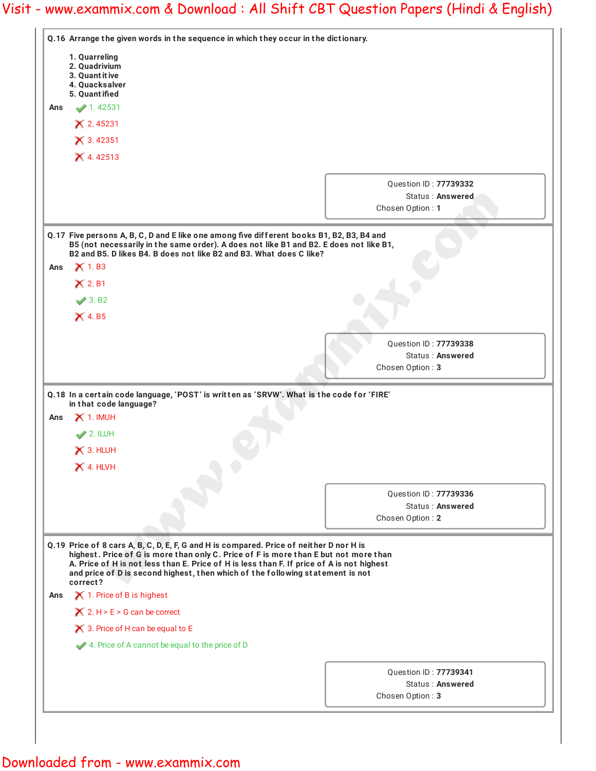**Q.16** Arrange the given words in the sequence in which they occur in the dictionary.

1. Quarreling
2. Quadrivium
3. Quantitive
4. Quacksalver
5. Quantified

**Ans**

- ✔ 1. 42531
- ✘ 2. 45231
- ✘ 3. 42351
- ✘ 4. 42513

Question ID : **77739332**
Status : **Answered**
Chosen Option : **1**

---

**Q.17** Five persons A, B, C, D and E like one among five different books B1, B2, B3, B4 and B5 (not necessarily in the same order). A does not like B1 and B2. E does not like B1, B2 and B5. D likes B4. B does not like B2 and B3. What does C like?

**Ans**

- ✘ 1. B3
- ✘ 2. B1
- ✔ 3. B2
- ✘ 4. B5

Question ID : **77739338**
Status : **Answered**
Chosen Option : **3**

---

**Q.18** In a certain code language, 'POST' is written as 'SRVW'. What is the code for 'FIRE' in that code language?

**Ans**

- ✘ 1. IMUH
- ✔ 2. ILUH
- ✘ 3. HLUH
- ✘ 4. HLVH

Question ID : **77739336**
Status : **Answered**
Chosen Option : **2**

---

**Q.19** Price of 8 cars A, B, C, D, E, F, G and H is compared. Price of neither D nor H is highest. Price of G is more than only C. Price of F is more than E but not more than A. Price of H is not less than E. Price of H is less than F. If price of A is not highest and price of D is second highest, then which of the following statement is not correct?

**Ans**

- ✘ 1. Price of B is highest
- ✘ 2. H > E > G can be correct
- ✘ 3. Price of H can be equal to E
- ✔ 4. Price of A cannot be equal to the price of D

Question ID : **77739341**
Status : **Answered**
Chosen Option : **3**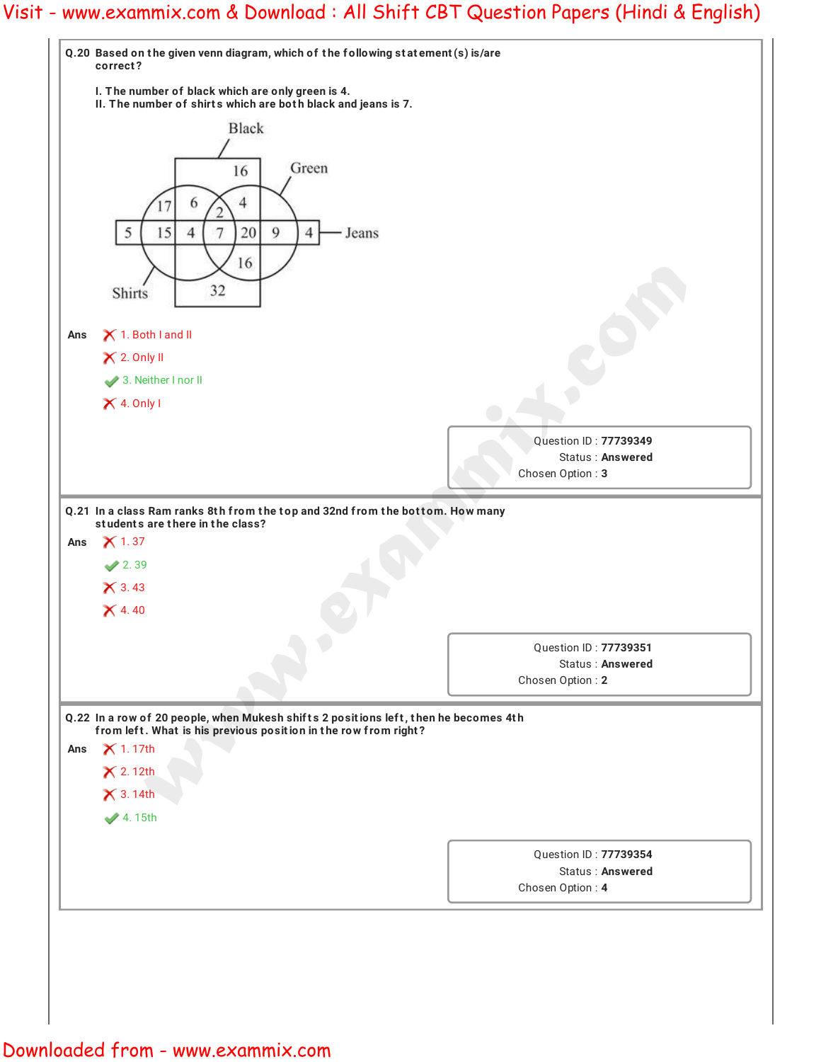**Q.20** Based on the given venn diagram, which of the following statement(s) is/are correct?

I. The number of black which are only green is 4.
II. The number of shirts which are both black and jeans is 7.

Black: 16, Green, Jeans, Shirts
17, 6, 2, 4
5, 15, 4, 7, 20, 9, 4
16
32

**Ans**

1. Both I and II
2. Only II
3. Neither I nor II ✔
4. Only I

Question ID : 77739349
Status : Answered
Chosen Option : 3

---

**Q.21** In a class Ram ranks 8th from the top and 32nd from the bottom. How many students are there in the class?

**Ans**

1. 37
2. 39 ✔
3. 43
4. 40

Question ID : 77739351
Status : Answered
Chosen Option : 2

---

**Q.22** In a row of 20 people, when Mukesh shifts 2 positions left, then he becomes 4th from left. What is his previous position in the row from right?

**Ans**

1. 17th
2. 12th
3. 14th
4. 15th ✔

Question ID : 77739354
Status : Answered
Chosen Option : 4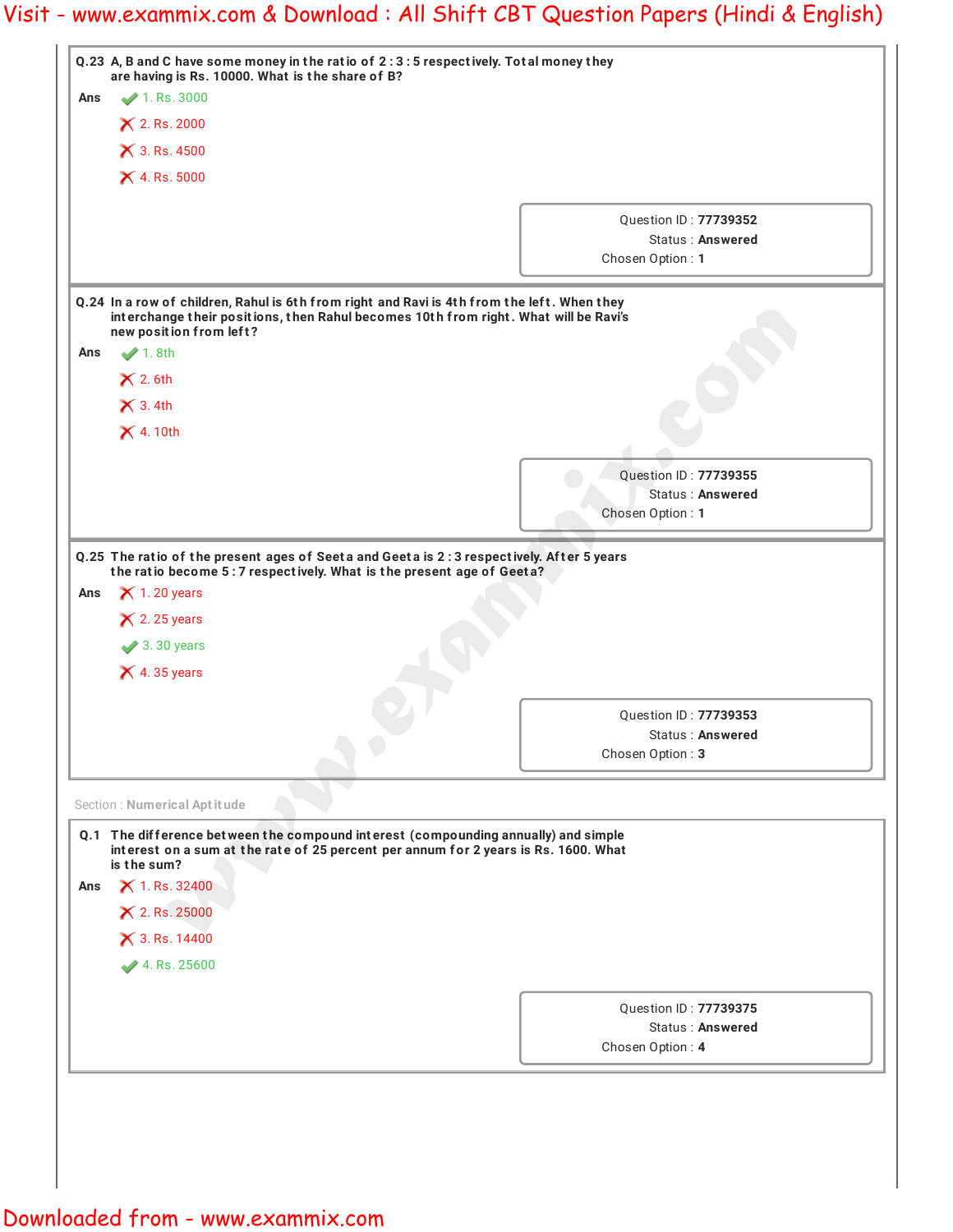**Q.23** A, B and C have some money in the ratio of 2 : 3 : 5 respectively. Total money they are having is Rs. 10000. What is the share of B?

**Ans**
✔ 1. Rs. 3000
✘ 2. Rs. 2000
✘ 3. Rs. 4500
✘ 4. Rs. 5000

Question ID : **77739352**
Status : **Answered**
Chosen Option : **1**

**Q.24** In a row of children, Rahul is 6th from right and Ravi is 4th from the left. When they interchange their positions, then Rahul becomes 10th from right. What will be Ravi's new position from left?

**Ans**
✔ 1. 8th
✘ 2. 6th
✘ 3. 4th
✘ 4. 10th

Question ID : **77739355**
Status : **Answered**
Chosen Option : **1**

**Q.25** The ratio of the present ages of Seeta and Geeta is 2 : 3 respectively. After 5 years the ratio become 5 : 7 respectively. What is the present age of Geeta?

**Ans**
✘ 1. 20 years
✘ 2. 25 years
✔ 3. 30 years
✘ 4. 35 years

Question ID : **77739353**
Status : **Answered**
Chosen Option : **3**

Section : **Numerical Aptitude**

**Q.1** The difference between the compound interest (compounding annually) and simple interest on a sum at the rate of 25 percent per annum for 2 years is Rs. 1600. What is the sum?

**Ans**
✘ 1. Rs. 32400
✘ 2. Rs. 25000
✘ 3. Rs. 14400
✔ 4. Rs. 25600

Question ID : **77739375**
Status : **Answered**
Chosen Option : **4**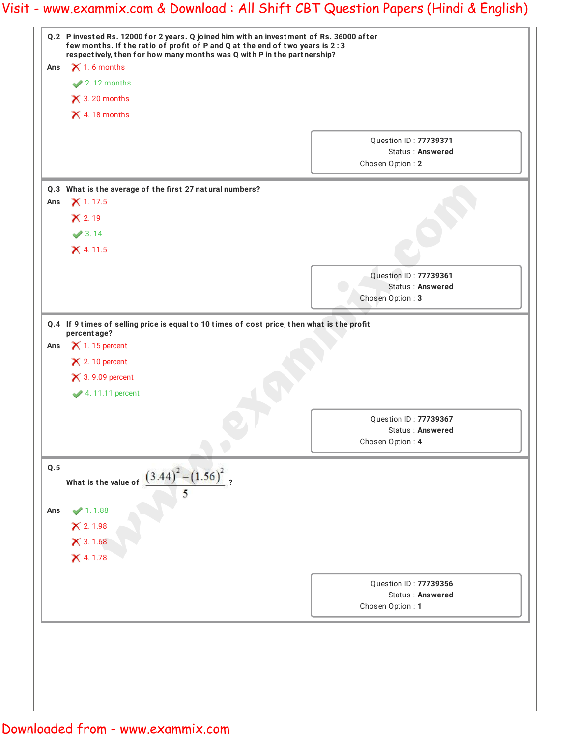**Q.2** P invested Rs. 12000 for 2 years. Q joined him with an investment of Rs. 36000 after few months. If the ratio of profit of P and Q at the end of two years is 2 : 3 respectively, then for how many months was Q with P in the partnership?

**Ans**
- ✗ 1. 6 months
- ✓ 2. 12 months
- ✗ 3. 20 months
- ✗ 4. 18 months

Question ID : **77739371**
Status : **Answered**
Chosen Option : **2**

---

**Q.3** What is the average of the first 27 natural numbers?

**Ans**
- ✗ 1. 17.5
- ✗ 2. 19
- ✓ 3. 14
- ✗ 4. 11.5

Question ID : **77739361**
Status : **Answered**
Chosen Option : **3**

---

**Q.4** If 9 times of selling price is equal to 10 times of cost price, then what is the profit percentage?

**Ans**
- ✗ 1. 15 percent
- ✗ 2. 10 percent
- ✗ 3. 9.09 percent
- ✓ 4. 11.11 percent

Question ID : **77739367**
Status : **Answered**
Chosen Option : **4**

---

**Q.5** What is the value of $\frac{(3.44)^2 - (1.56)^2}{5}$ ?

**Ans**
- ✓ 1. 1.88
- ✗ 2. 1.98
- ✗ 3. 1.68
- ✗ 4. 1.78

Question ID : **77739356**
Status : **Answered**
Chosen Option : **1**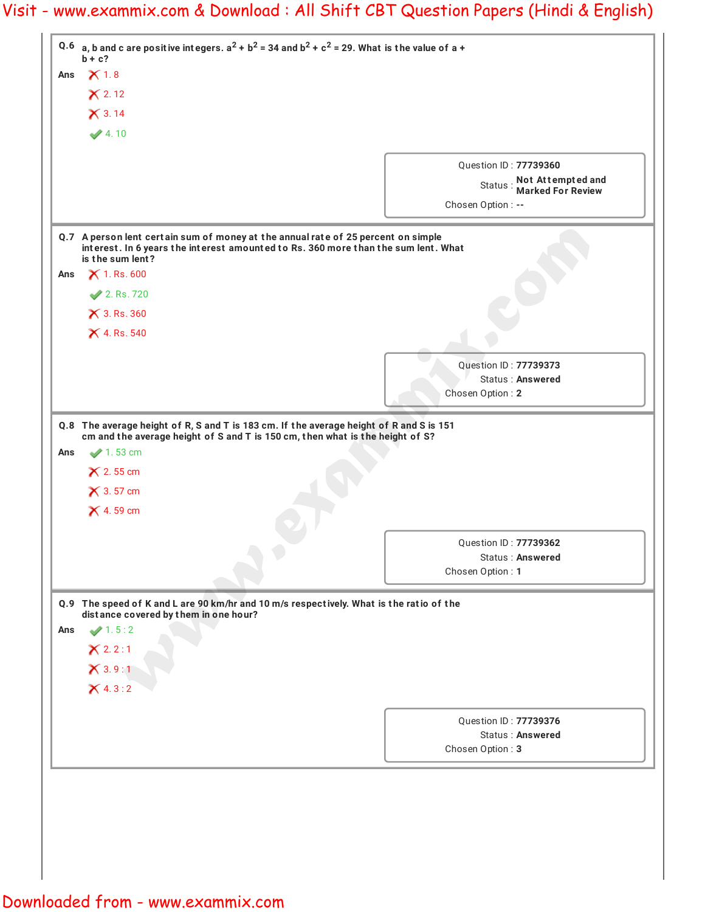**Q.6** a, b and c are positive integers. $a^2 + b^2 = 34$ and $b^2 + c^2 = 29$. What is the value of a + b + c?

**Ans**
1. 8 ✗
2. 12 ✗
3. 14 ✗
4. 10 ✓

Question ID : **77739360**
Status : **Not Attempted and Marked For Review**
Chosen Option : **--**

**Q.7** A person lent certain sum of money at the annual rate of 25 percent on simple interest. In 6 years the interest amounted to Rs. 360 more than the sum lent. What is the sum lent?

**Ans**
1. Rs. 600 ✗
2. Rs. 720 ✓
3. Rs. 360 ✗
4. Rs. 540 ✗

Question ID : **77739373**
Status : **Answered**
Chosen Option : **2**

**Q.8** The average height of R, S and T is 183 cm. If the average height of R and S is 151 cm and the average height of S and T is 150 cm, then what is the height of S?

**Ans**
1. 53 cm ✓
2. 55 cm ✗
3. 57 cm ✗
4. 59 cm ✗

Question ID : **77739362**
Status : **Answered**
Chosen Option : **1**

**Q.9** The speed of K and L are 90 km/hr and 10 m/s respectively. What is the ratio of the distance covered by them in one hour?

**Ans**
1. 5 : 2 ✓
2. 2 : 1 ✗
3. 9 : 1 ✗
4. 3 : 2 ✗

Question ID : **77739376**
Status : **Answered**
Chosen Option : **3**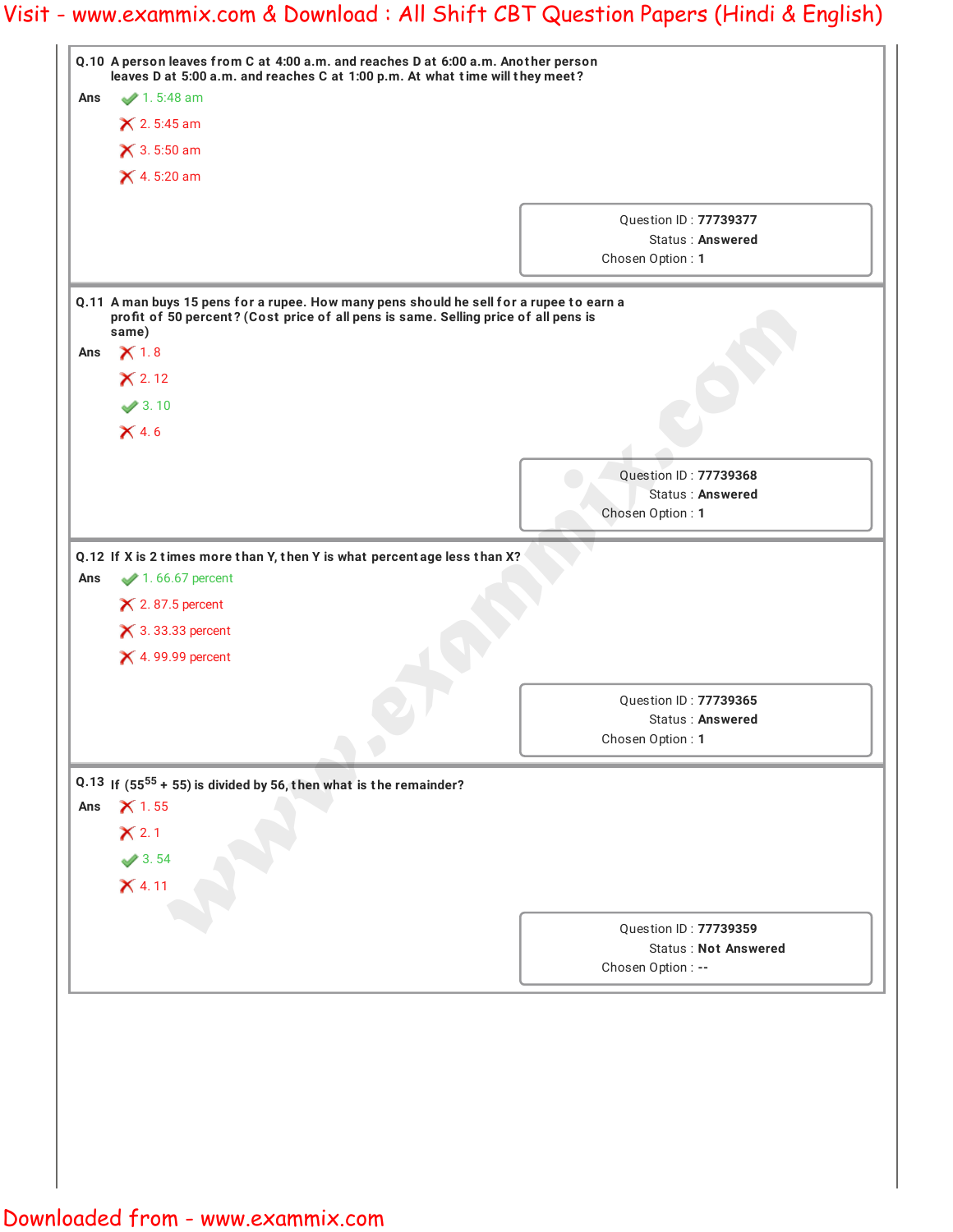**Q.10** A person leaves from C at 4:00 a.m. and reaches D at 6:00 a.m. Another person leaves D at 5:00 a.m. and reaches C at 1:00 p.m. At what time will they meet?

**Ans**

✔ 1. 5:48 am

✘ 2. 5:45 am

✘ 3. 5:50 am

✘ 4. 5:20 am

Question ID : **77739377**
Status : **Answered**
Chosen Option : **1**

---

**Q.11** A man buys 15 pens for a rupee. How many pens should he sell for a rupee to earn a profit of 50 percent? (Cost price of all pens is same. Selling price of all pens is same)

**Ans**

✘ 1. 8

✘ 2. 12

✔ 3. 10

✘ 4. 6

Question ID : **77739368**
Status : **Answered**
Chosen Option : **1**

---

**Q.12** If X is 2 times more than Y, then Y is what percentage less than X?

**Ans**

✔ 1. 66.67 percent

✘ 2. 87.5 percent

✘ 3. 33.33 percent

✘ 4. 99.99 percent

Question ID : **77739365**
Status : **Answered**
Chosen Option : **1**

---

**Q.13** If $(55^{55} + 55)$ is divided by 56, then what is the remainder?

**Ans**

✘ 1. 55

✘ 2. 1

✔ 3. 54

✘ 4. 11

Question ID : **77739359**
Status : **Not Answered**
Chosen Option : **--**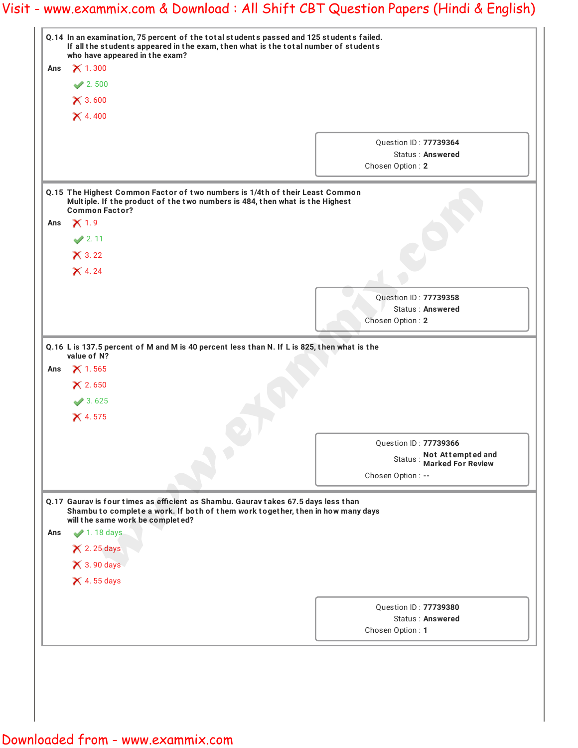**Q.14** In an examination, 75 percent of the total students passed and 125 students failed. If all the students appeared in the exam, then what is the total number of students who have appeared in the exam?

Ans
- ✗ 1. 300
- ✓ 2. 500
- ✗ 3. 600
- ✗ 4. 400

Question ID : **77739364**
Status : **Answered**
Chosen Option : **2**

---

**Q.15** The Highest Common Factor of two numbers is 1/4th of their Least Common Multiple. If the product of the two numbers is 484, then what is the Highest Common Factor?

Ans
- ✗ 1. 9
- ✓ 2. 11
- ✗ 3. 22
- ✗ 4. 24

Question ID : **77739358**
Status : **Answered**
Chosen Option : **2**

---

**Q.16** L is 137.5 percent of M and M is 40 percent less than N. If L is 825, then what is the value of N?

Ans
- ✗ 1. 565
- ✗ 2. 650
- ✓ 3. 625
- ✗ 4. 575

Question ID : **77739366**
Status : **Not Attempted and Marked For Review**
Chosen Option : **--**

---

**Q.17** Gaurav is four times as efficient as Shambu. Gaurav takes 67.5 days less than Shambu to complete a work. If both of them work together, then in how many days will the same work be completed?

Ans
- ✓ 1. 18 days
- ✗ 2. 25 days
- ✗ 3. 90 days
- ✗ 4. 55 days

Question ID : **77739380**
Status : **Answered**
Chosen Option : **1**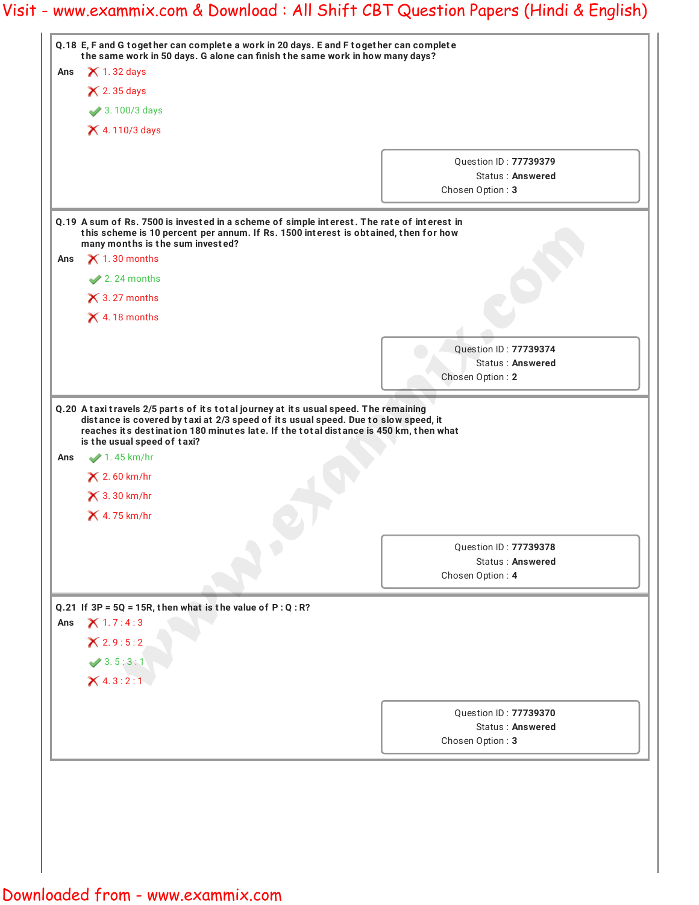**Q.18** E, F and G together can complete a work in 20 days. E and F together can complete the same work in 50 days. G alone can finish the same work in how many days?

**Ans**

- ✗ 1. 32 days
- ✗ 2. 35 days
- ✓ 3. 100/3 days
- ✗ 4. 110/3 days

Question ID : **77739379**
Status : **Answered**
Chosen Option : **3**

---

**Q.19** A sum of Rs. 7500 is invested in a scheme of simple interest. The rate of interest in this scheme is 10 percent per annum. If Rs. 1500 interest is obtained, then for how many months is the sum invested?

**Ans**

- ✗ 1. 30 months
- ✓ 2. 24 months
- ✗ 3. 27 months
- ✗ 4. 18 months

Question ID : **77739374**
Status : **Answered**
Chosen Option : **2**

---

**Q.20** A taxi travels 2/5 parts of its total journey at its usual speed. The remaining distance is covered by taxi at 2/3 speed of its usual speed. Due to slow speed, it reaches its destination 180 minutes late. If the total distance is 450 km, then what is the usual speed of taxi?

**Ans**

- ✓ 1. 45 km/hr
- ✗ 2. 60 km/hr
- ✗ 3. 30 km/hr
- ✗ 4. 75 km/hr

Question ID : **77739378**
Status : **Answered**
Chosen Option : **4**

---

**Q.21** If 3P = 5Q = 15R, then what is the value of P : Q : R?

**Ans**

- ✗ 1. 7 : 4 : 3
- ✗ 2. 9 : 5 : 2
- ✓ 3. 5 : 3 : 1
- ✗ 4. 3 : 2 : 1

Question ID : **77739370**
Status : **Answered**
Chosen Option : **3**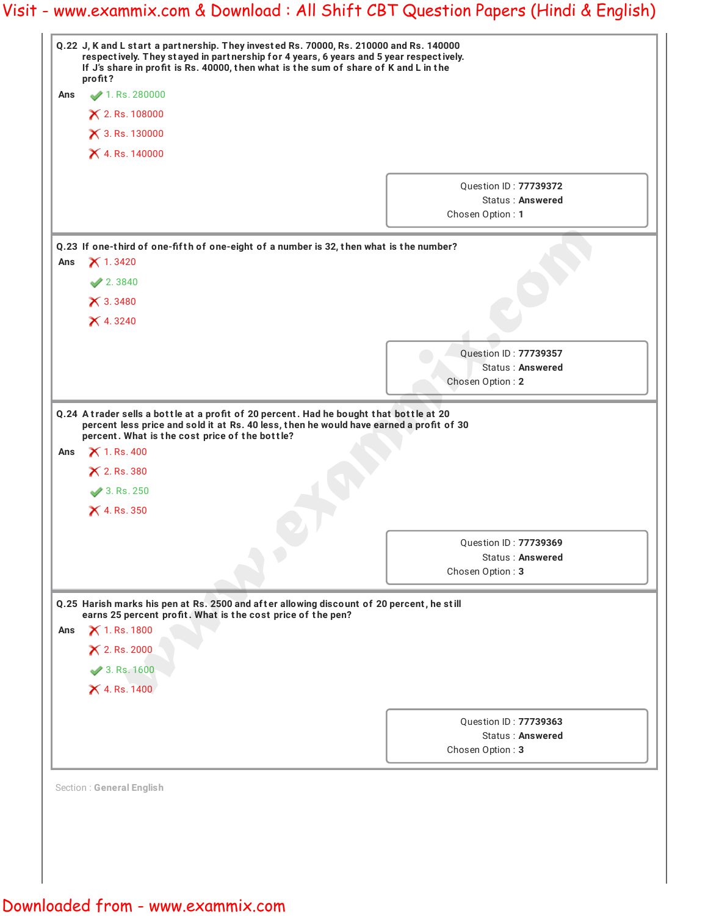**Q.22** J, K and L start a partnership. They invested Rs. 70000, Rs. 210000 and Rs. 140000 respectively. They stayed in partnership for 4 years, 6 years and 5 year respectively. If J's share in profit is Rs. 40000, then what is the sum of share of K and L in the profit?

Ans
- ✔ 1. Rs. 280000
- ✘ 2. Rs. 108000
- ✘ 3. Rs. 130000
- ✘ 4. Rs. 140000

Question ID : 77739372
Status : Answered
Chosen Option : 1

**Q.23** If one-third of one-fifth of one-eight of a number is 32, then what is the number?

Ans
- ✘ 1. 3420
- ✔ 2. 3840
- ✘ 3. 3480
- ✘ 4. 3240

Question ID : 77739357
Status : Answered
Chosen Option : 2

**Q.24** A trader sells a bottle at a profit of 20 percent. Had he bought that bottle at 20 percent less price and sold it at Rs. 40 less, then he would have earned a profit of 30 percent. What is the cost price of the bottle?

Ans
- ✘ 1. Rs. 400
- ✘ 2. Rs. 380
- ✔ 3. Rs. 250
- ✘ 4. Rs. 350

Question ID : 77739369
Status : Answered
Chosen Option : 3

**Q.25** Harish marks his pen at Rs. 2500 and after allowing discount of 20 percent, he still earns 25 percent profit. What is the cost price of the pen?

Ans
- ✘ 1. Rs. 1800
- ✘ 2. Rs. 2000
- ✔ 3. Rs. 1600
- ✘ 4. Rs. 1400

Question ID : 77739363
Status : Answered
Chosen Option : 3

Section : **General English**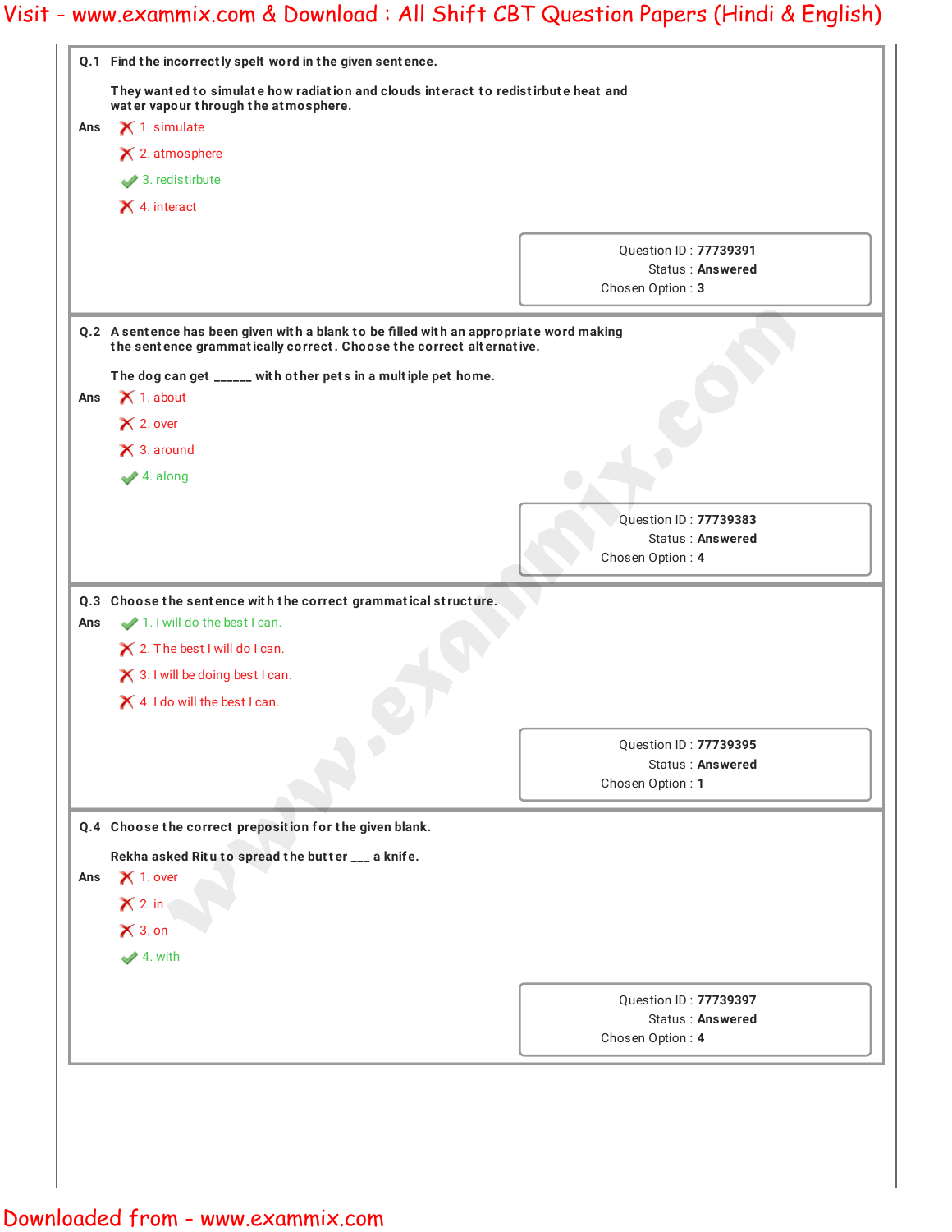**Q.1** Find the incorrectly spelt word in the given sentence.

They wanted to simulate how radiation and clouds interact to redistirbute heat and water vapour through the atmosphere.

**Ans**

- ❌ 1. simulate
- ❌ 2. atmosphere
- ✅ 3. redistirbute
- ❌ 4. interact

Question ID : **77739391**
Status : **Answered**
Chosen Option : **3**

---

**Q.2** A sentence has been given with a blank to be filled with an appropriate word making the sentence grammatically correct. Choose the correct alternative.

The dog can get ______ with other pets in a multiple pet home.

**Ans**

- ❌ 1. about
- ❌ 2. over
- ❌ 3. around
- ✅ 4. along

Question ID : **77739383**
Status : **Answered**
Chosen Option : **4**

---

**Q.3** Choose the sentence with the correct grammatical structure.

**Ans**

- ✅ 1. I will do the best I can.
- ❌ 2. The best I will do I can.
- ❌ 3. I will be doing best I can.
- ❌ 4. I do will the best I can.

Question ID : **77739395**
Status : **Answered**
Chosen Option : **1**

---

**Q.4** Choose the correct preposition for the given blank.

Rekha asked Ritu to spread the butter ___ a knife.

**Ans**

- ❌ 1. over
- ❌ 2. in
- ❌ 3. on
- ✅ 4. with

Question ID : **77739397**
Status : **Answered**
Chosen Option : **4**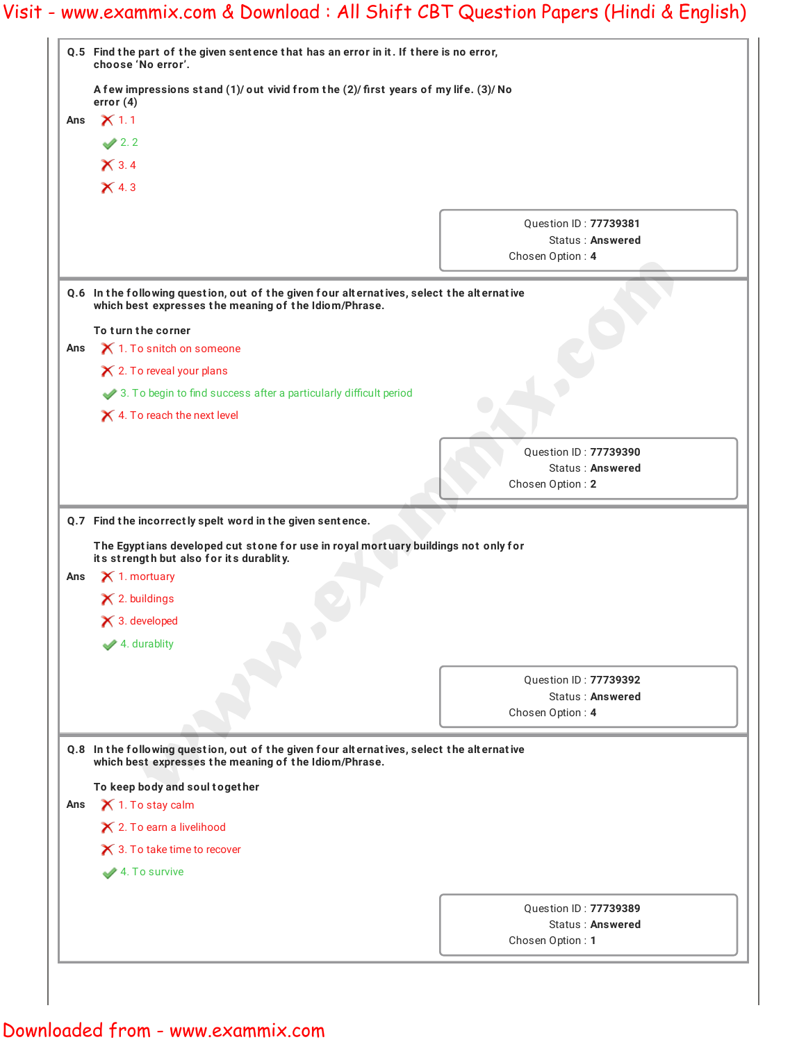**Q.5** Find the part of the given sentence that has an error in it. If there is no error, choose 'No error'.

A few impressions stand (1)/ out vivid from the (2)/ first years of my life. (3)/ No error (4)

**Ans**

1. 1
2. 2 ✔
3. 4
4. 3

Question ID : **77739381**
Status : **Answered**
Chosen Option : **4**

---

**Q.6** In the following question, out of the given four alternatives, select the alternative which best expresses the meaning of the Idiom/Phrase.

To turn the corner

**Ans**

1. To snitch on someone
2. To reveal your plans
3. To begin to find success after a particularly difficult period ✔
4. To reach the next level

Question ID : **77739390**
Status : **Answered**
Chosen Option : **2**

---

**Q.7** Find the incorrectly spelt word in the given sentence.

The Egyptians developed cut stone for use in royal mortuary buildings not only for its strength but also for its durablity.

**Ans**

1. mortuary
2. buildings
3. developed
4. durablity ✔

Question ID : **77739392**
Status : **Answered**
Chosen Option : **4**

---

**Q.8** In the following question, out of the given four alternatives, select the alternative which best expresses the meaning of the Idiom/Phrase.

To keep body and soul together

**Ans**

1. To stay calm
2. To earn a livelihood
3. To take time to recover
4. To survive ✔

Question ID : **77739389**
Status : **Answered**
Chosen Option : **1**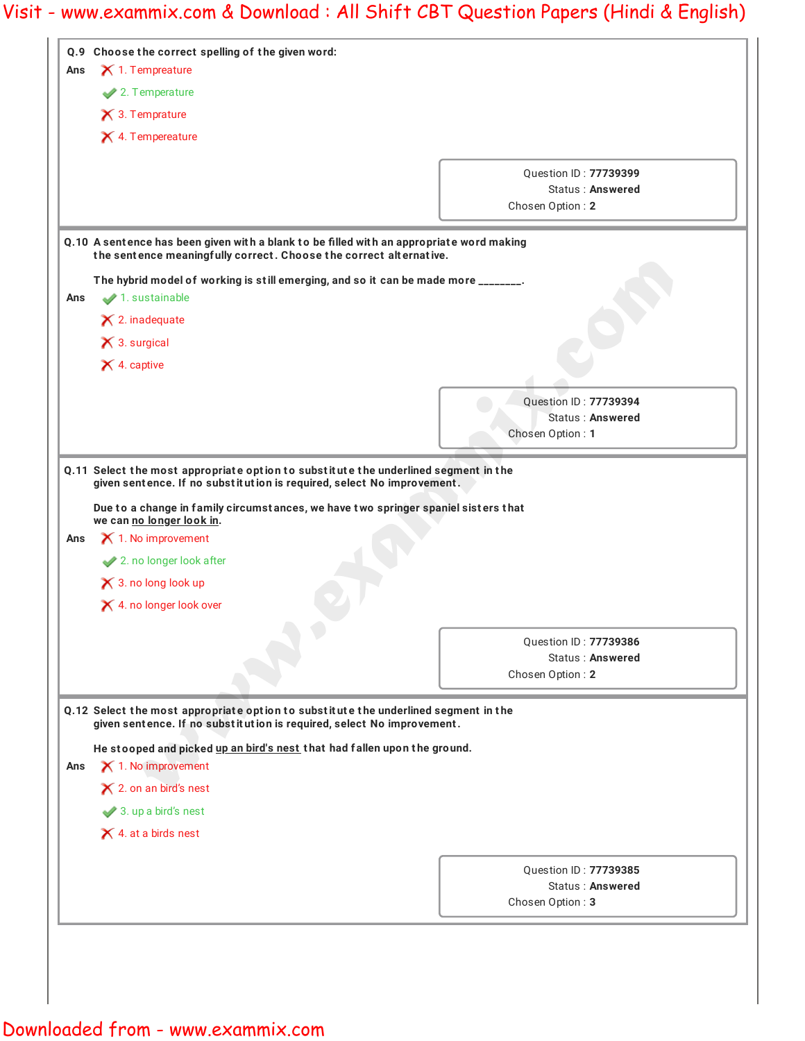**Q.9 Choose the correct spelling of the given word:**

Ans

1. Tempreature
2. Temperature ✔
3. Temprature
4. Tempereature

Question ID : 77739399
Status : Answered
Chosen Option : 2

**Q.10 A sentence has been given with a blank to be filled with an appropriate word making the sentence meaningfully correct. Choose the correct alternative.**

**The hybrid model of working is still emerging, and so it can be made more ________.**

Ans

1. sustainable ✔
2. inadequate
3. surgical
4. captive

Question ID : 77739394
Status : Answered
Chosen Option : 1

**Q.11 Select the most appropriate option to substitute the underlined segment in the given sentence. If no substitution is required, select No improvement.**

**Due to a change in family circumstances, we have two springer spaniel sisters that we can <u>no longer look in</u>.**

Ans

1. No improvement
2. no longer look after ✔
3. no long look up
4. no longer look over

Question ID : 77739386
Status : Answered
Chosen Option : 2

**Q.12 Select the most appropriate option to substitute the underlined segment in the given sentence. If no substitution is required, select No improvement.**

**He stooped and picked <u>up an bird's nest</u> that had fallen upon the ground.**

Ans

1. No improvement
2. on an bird's nest
3. up a bird's nest ✔
4. at a birds nest

Question ID : 77739385
Status : Answered
Chosen Option : 3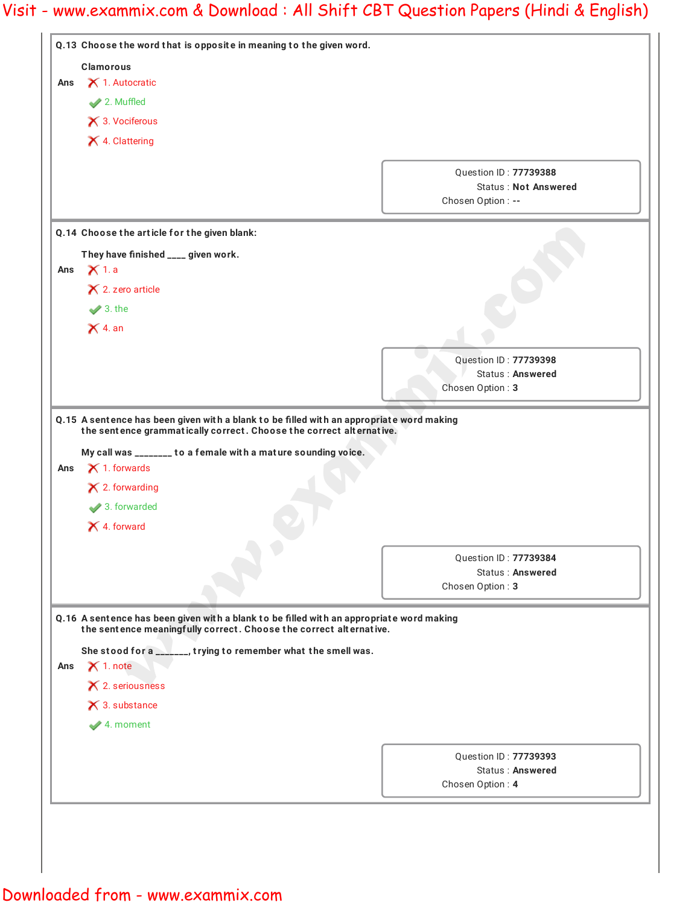**Q.13** **Choose the word that is opposite in meaning to the given word.**

**Clamorous**

Ans
1. Autocratic
2. Muffled
3. Vociferous
4. Clattering

Question ID : **77739388**
Status : **Not Answered**
Chosen Option : **--**

---

**Q.14** **Choose the article for the given blank:**

**They have finished ____ given work.**

Ans
1. a
2. zero article
3. the
4. an

Question ID : **77739398**
Status : **Answered**
Chosen Option : **3**

---

**Q.15** **A sentence has been given with a blank to be filled with an appropriate word making the sentence grammatically correct. Choose the correct alternative.**

**My call was ________ to a female with a mature sounding voice.**

Ans
1. forwards
2. forwarding
3. forwarded
4. forward

Question ID : **77739384**
Status : **Answered**
Chosen Option : **3**

---

**Q.16** **A sentence has been given with a blank to be filled with an appropriate word making the sentence meaningfully correct. Choose the correct alternative.**

**She stood for a _______, trying to remember what the smell was.**

Ans
1. note
2. seriousness
3. substance
4. moment

Question ID : **77739393**
Status : **Answered**
Chosen Option : **4**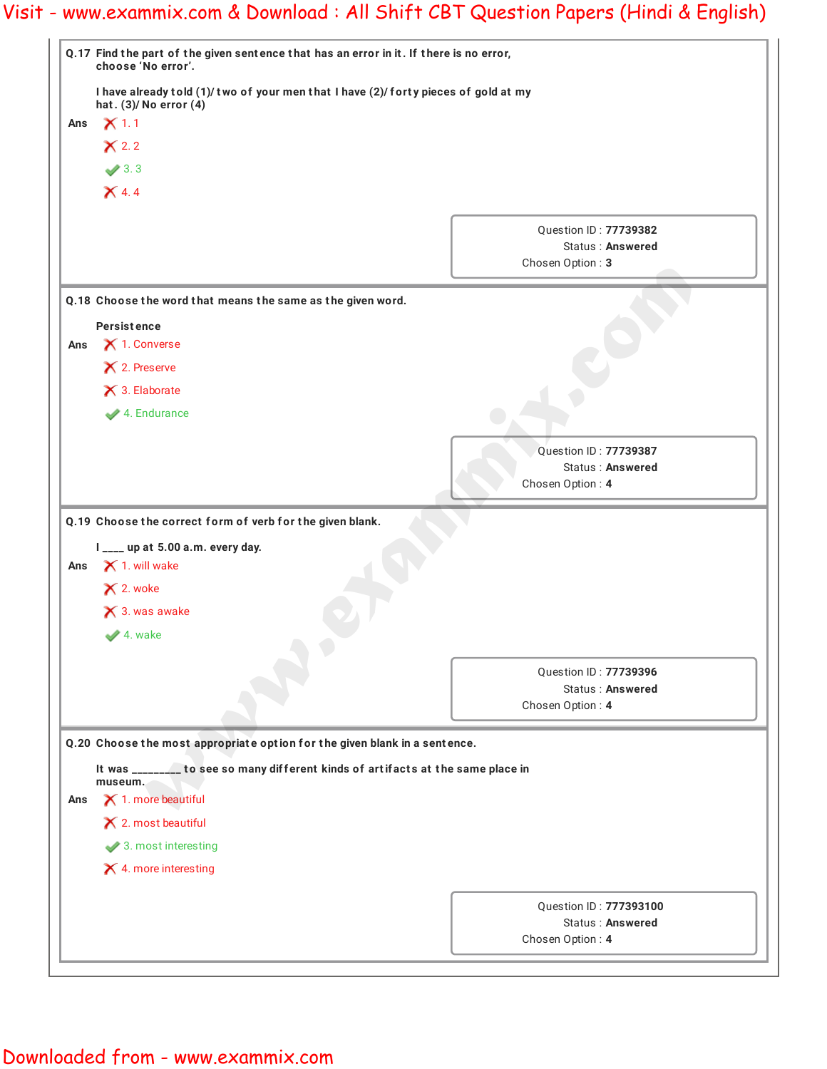**Q.17** Find the part of the given sentence that has an error in it. If there is no error, choose 'No error'.

I have already told (1)/ two of your men that I have (2)/ forty pieces of gold at my hat. (3)/ No error (4)

Ans
1. 1 ✗
2. 2 ✗
3. 3 ✓
4. 4 ✗

Question ID : 77739382
Status : Answered
Chosen Option : 3

**Q.18** Choose the word that means the same as the given word.

Persistence

Ans
1. Converse ✗
2. Preserve ✗
3. Elaborate ✗
4. Endurance ✓

Question ID : 77739387
Status : Answered
Chosen Option : 4

**Q.19** Choose the correct form of verb for the given blank.

I ____ up at 5.00 a.m. every day.

Ans
1. will wake ✗
2. woke ✗
3. was awake ✗
4. wake ✓

Question ID : 77739396
Status : Answered
Chosen Option : 4

**Q.20** Choose the most appropriate option for the given blank in a sentence.

It was _________ to see so many different kinds of artifacts at the same place in museum.

Ans
1. more beautiful ✗
2. most beautiful ✗
3. most interesting ✓
4. more interesting ✗

Question ID : 777393100
Status : Answered
Chosen Option : 4